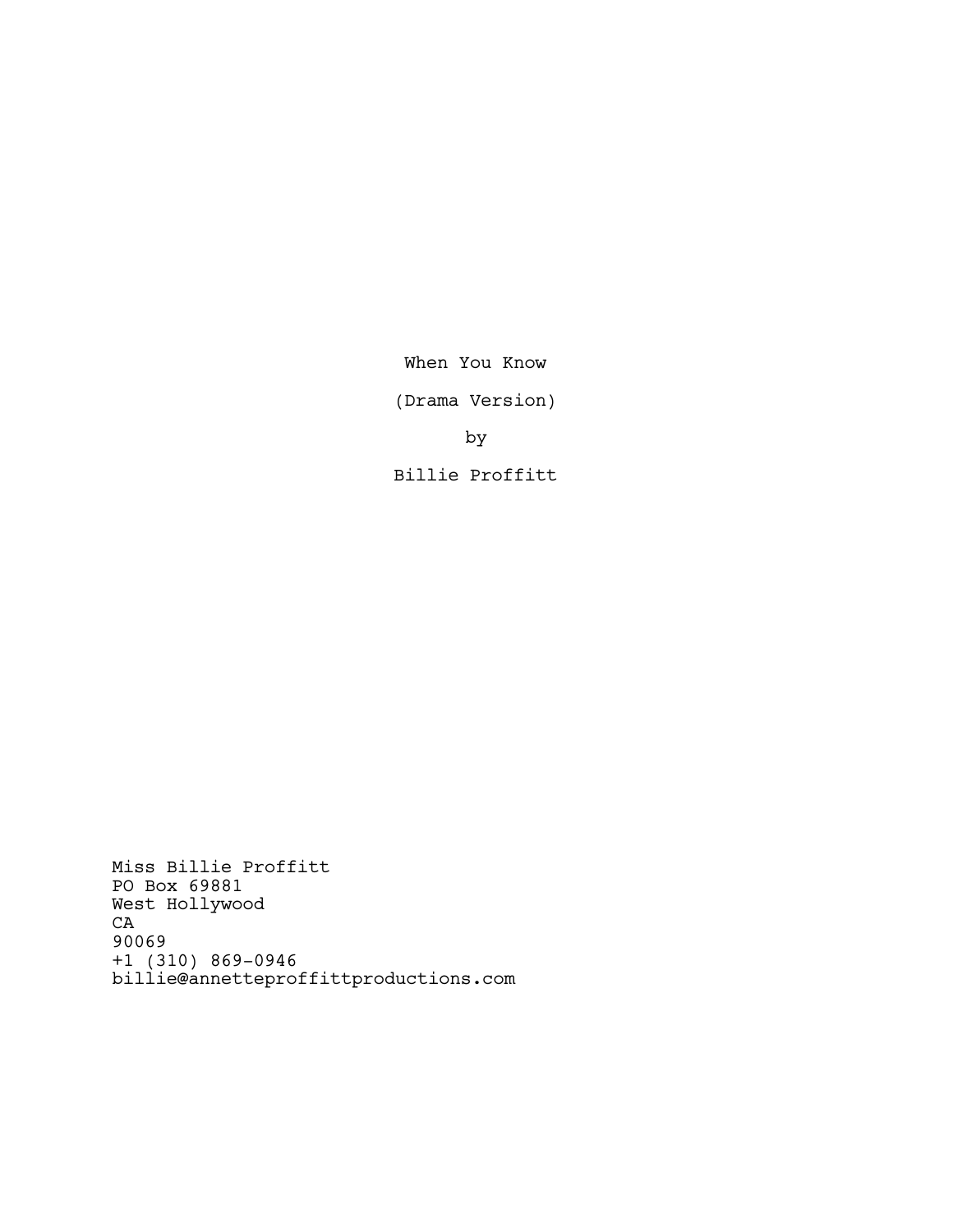# When You Know

(Drama Version)

by

Billie Proffitt

Miss Billie Proffitt  
PO Box 69881  
West Hollywood  
CA  
90069  
+1 (310) 869-0946  
billie@annetteproffittproductions.com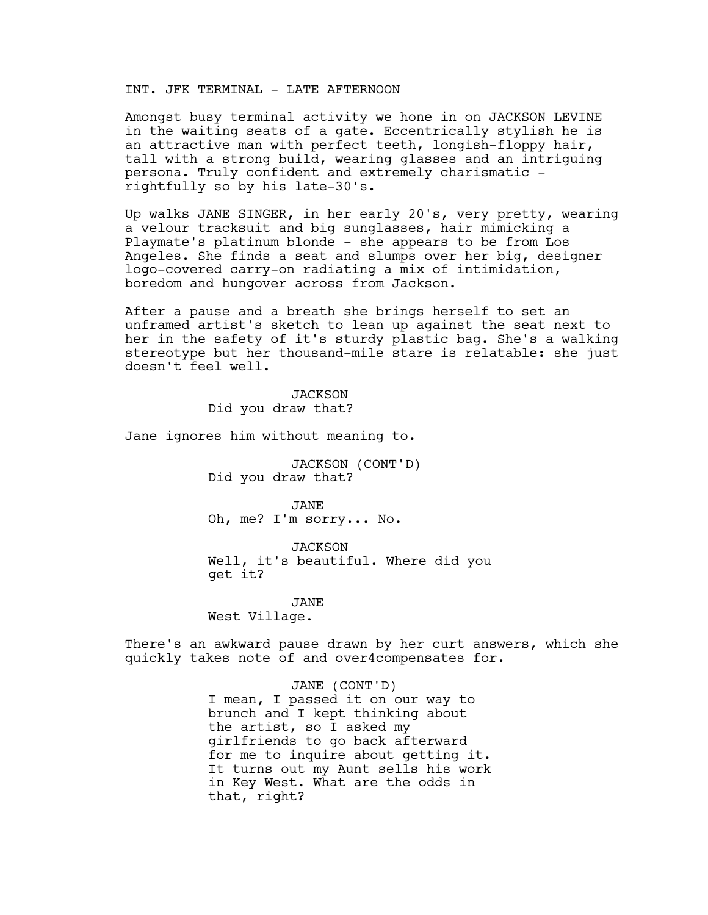INT. JFK TERMINAL - LATE AFTERNOON

Amongst busy terminal activity we hone in on JACKSON LEVINE in the waiting seats of a gate. Eccentrically stylish he is an attractive man with perfect teeth, longish-floppy hair, tall with a strong build, wearing glasses and an intriguing persona. Truly confident and extremely charismatic - rightfully so by his late-30's.

Up walks JANE SINGER, in her early 20's, very pretty, wearing a velour tracksuit and big sunglasses, hair mimicking a Playmate's platinum blonde - she appears to be from Los Angeles. She finds a seat and slumps over her big, designer logo-covered carry-on radiating a mix of intimidation, boredom and hungover across from Jackson.

After a pause and a breath she brings herself to set an unframed artist's sketch to lean up against the seat next to her in the safety of it's sturdy plastic bag. She's a walking stereotype but her thousand-mile stare is relatable: she just doesn't feel well.

JACKSON
Did you draw that?

Jane ignores him without meaning to.

JACKSON (CONT'D)
Did you draw that?

JANE
Oh, me? I'm sorry... No.

JACKSON
Well, it's beautiful. Where did you get it?

JANE
West Village.

There's an awkward pause drawn by her curt answers, which she quickly takes note of and over4compensates for.

JANE (CONT'D)
I mean, I passed it on our way to brunch and I kept thinking about the artist, so I asked my girlfriends to go back afterward for me to inquire about getting it. It turns out my Aunt sells his work in Key West. What are the odds in that, right?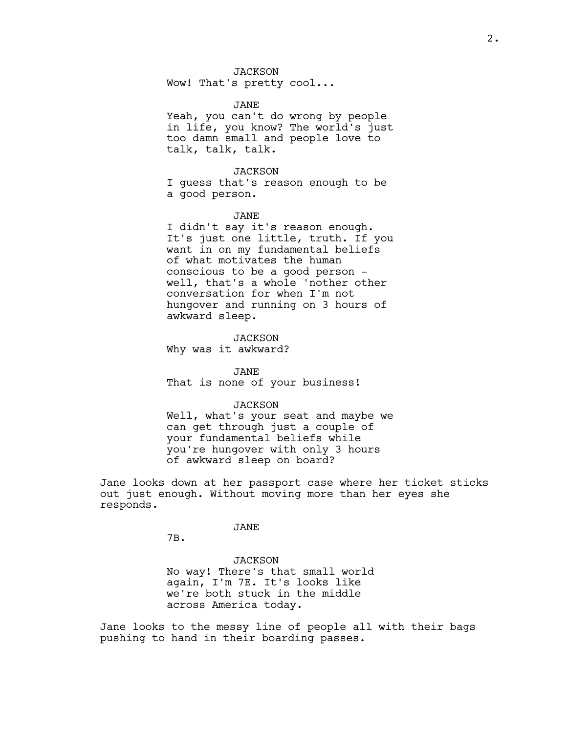JACKSON
Wow! That's pretty cool...

JANE
Yeah, you can't do wrong by people in life, you know? The world's just too damn small and people love to talk, talk, talk.

JACKSON
I guess that's reason enough to be a good person.

JANE
I didn't say it's reason enough. It's just one little, truth. If you want in on my fundamental beliefs of what motivates the human conscious to be a good person - well, that's a whole 'nother other conversation for when I'm not hungover and running on 3 hours of awkward sleep.

JACKSON
Why was it awkward?

JANE
That is none of your business!

JACKSON
Well, what's your seat and maybe we can get through just a couple of your fundamental beliefs while you're hungover with only 3 hours of awkward sleep on board?

Jane looks down at her passport case where her ticket sticks out just enough. Without moving more than her eyes she responds.

JANE
7B.

JACKSON
No way! There's that small world again, I'm 7E. It's looks like we're both stuck in the middle across America today.

Jane looks to the messy line of people all with their bags pushing to hand in their boarding passes.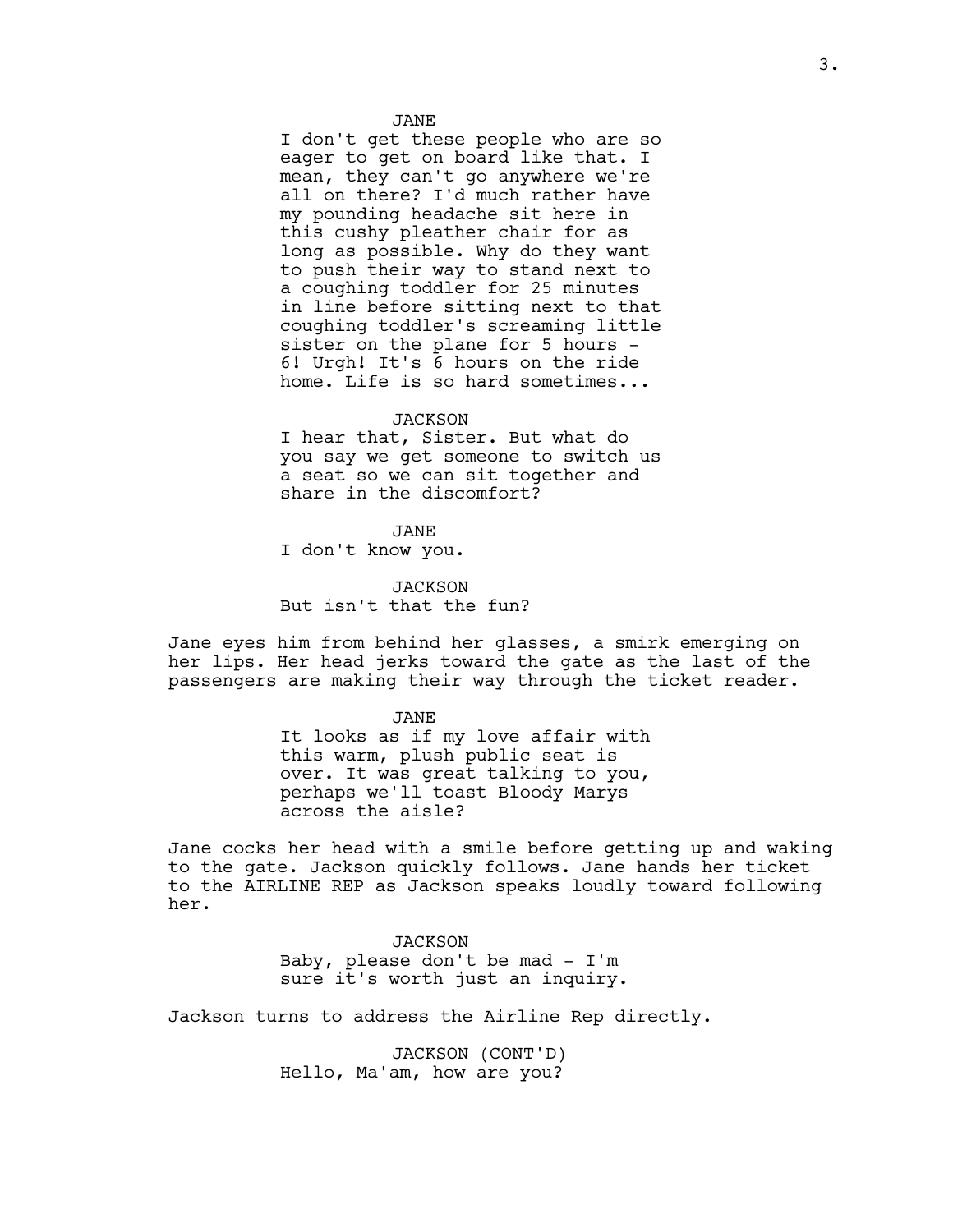JANE

I don't get these people who are so eager to get on board like that. I mean, they can't go anywhere we're all on there? I'd much rather have my pounding headache sit here in this cushy pleather chair for as long as possible. Why do they want to push their way to stand next to a coughing toddler for 25 minutes in line before sitting next to that coughing toddler's screaming little sister on the plane for 5 hours - 6! Urgh! It's 6 hours on the ride home. Life is so hard sometimes...

JACKSON

I hear that, Sister. But what do you say we get someone to switch us a seat so we can sit together and share in the discomfort?

JANE

I don't know you.

JACKSON

But isn't that the fun?

Jane eyes him from behind her glasses, a smirk emerging on her lips. Her head jerks toward the gate as the last of the passengers are making their way through the ticket reader.

JANE

It looks as if my love affair with this warm, plush public seat is over. It was great talking to you, perhaps we'll toast Bloody Marys across the aisle?

Jane cocks her head with a smile before getting up and waking to the gate. Jackson quickly follows. Jane hands her ticket to the AIRLINE REP as Jackson speaks loudly toward following her.

JACKSON

Baby, please don't be mad - I'm sure it's worth just an inquiry.

Jackson turns to address the Airline Rep directly.

JACKSON (CONT'D)

Hello, Ma'am, how are you?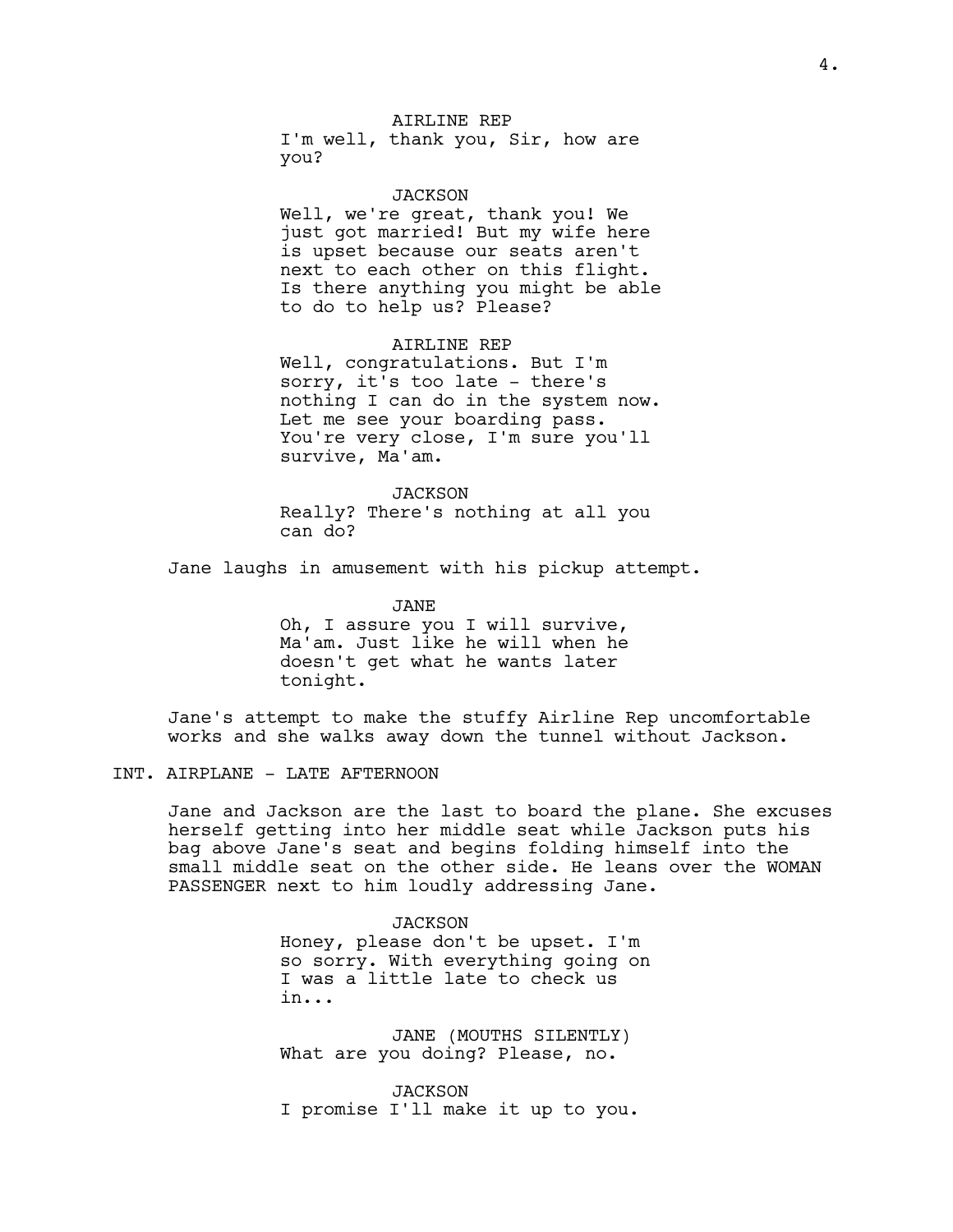AIRLINE REP

I'm well, thank you, Sir, how are you?

JACKSON

Well, we're great, thank you! We just got married! But my wife here is upset because our seats aren't next to each other on this flight. Is there anything you might be able to do to help us? Please?

AIRLINE REP

Well, congratulations. But I'm sorry, it's too late - there's nothing I can do in the system now. Let me see your boarding pass. You're very close, I'm sure you'll survive, Ma'am.

JACKSON

Really? There's nothing at all you can do?

Jane laughs in amusement with his pickup attempt.

JANE

Oh, I assure you I will survive, Ma'am. Just like he will when he doesn't get what he wants later tonight.

Jane's attempt to make the stuffy Airline Rep uncomfortable works and she walks away down the tunnel without Jackson.

INT. AIRPLANE - LATE AFTERNOON

Jane and Jackson are the last to board the plane. She excuses herself getting into her middle seat while Jackson puts his bag above Jane's seat and begins folding himself into the small middle seat on the other side. He leans over the WOMAN PASSENGER next to him loudly addressing Jane.

JACKSON

Honey, please don't be upset. I'm so sorry. With everything going on I was a little late to check us in...

JANE (MOUTHS SILENTLY)

What are you doing? Please, no.

JACKSON

I promise I'll make it up to you.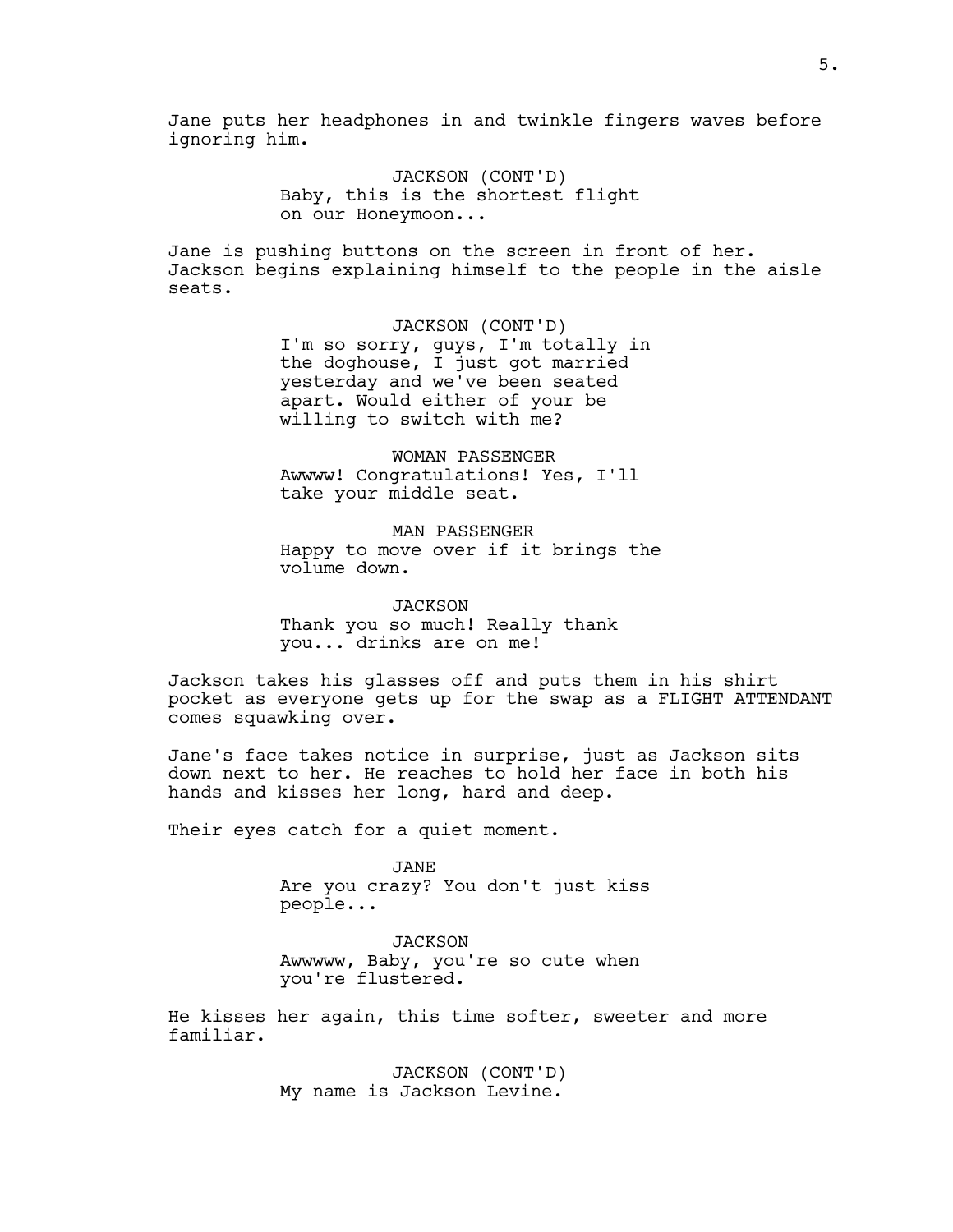Jane puts her headphones in and twinkle fingers waves before ignoring him.

JACKSON (CONT'D)
Baby, this is the shortest flight on our Honeymoon...

Jane is pushing buttons on the screen in front of her. Jackson begins explaining himself to the people in the aisle seats.

JACKSON (CONT'D)
I'm so sorry, guys, I'm totally in the doghouse, I just got married yesterday and we've been seated apart. Would either of your be willing to switch with me?

WOMAN PASSENGER
Awwww! Congratulations! Yes, I'll take your middle seat.

MAN PASSENGER
Happy to move over if it brings the volume down.

JACKSON
Thank you so much! Really thank you... drinks are on me!

Jackson takes his glasses off and puts them in his shirt pocket as everyone gets up for the swap as a FLIGHT ATTENDANT comes squawking over.

Jane's face takes notice in surprise, just as Jackson sits down next to her. He reaches to hold her face in both his hands and kisses her long, hard and deep.

Their eyes catch for a quiet moment.

JANE
Are you crazy? You don't just kiss people...

JACKSON
Awwwww, Baby, you're so cute when you're flustered.

He kisses her again, this time softer, sweeter and more familiar.

JACKSON (CONT'D)
My name is Jackson Levine.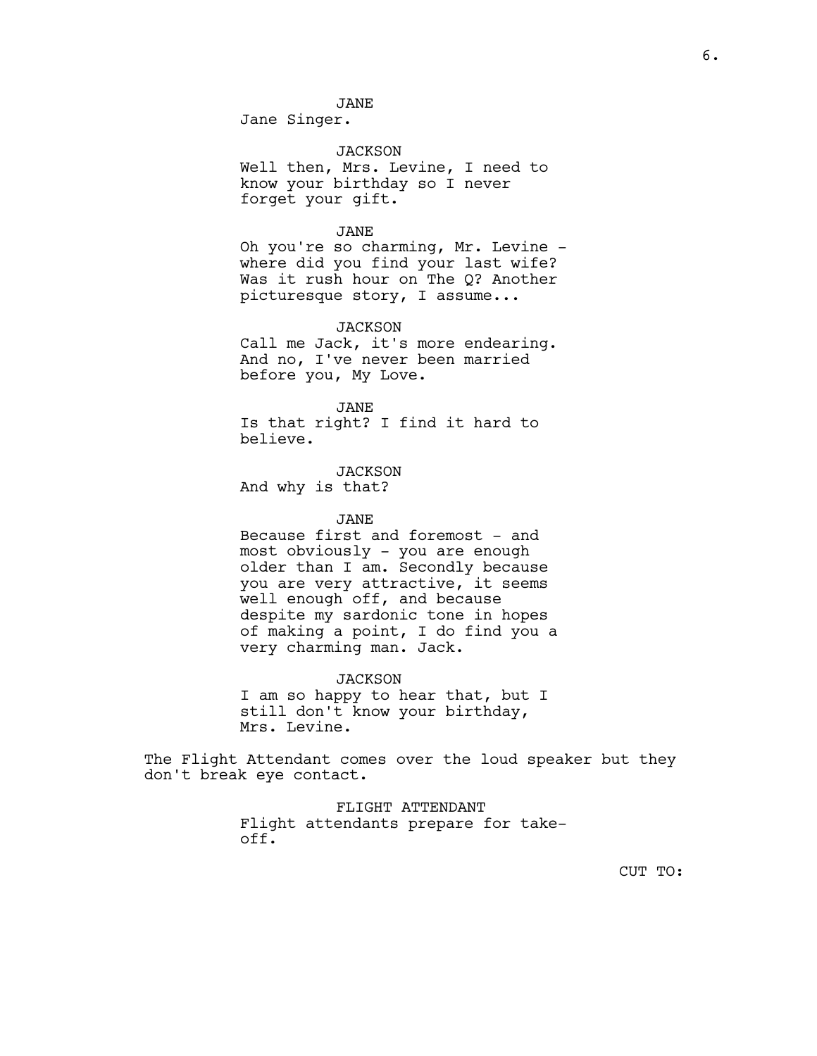JANE
Jane Singer.

JACKSON
Well then, Mrs. Levine, I need to know your birthday so I never forget your gift.

JANE
Oh you're so charming, Mr. Levine - where did you find your last wife? Was it rush hour on The Q? Another picturesque story, I assume...

JACKSON
Call me Jack, it's more endearing. And no, I've never been married before you, My Love.

JANE
Is that right? I find it hard to believe.

JACKSON
And why is that?

JANE
Because first and foremost - and most obviously - you are enough older than I am. Secondly because you are very attractive, it seems well enough off, and because despite my sardonic tone in hopes of making a point, I do find you a very charming man. Jack.

JACKSON
I am so happy to hear that, but I still don't know your birthday, Mrs. Levine.

The Flight Attendant comes over the loud speaker but they don't break eye contact.

FLIGHT ATTENDANT
Flight attendants prepare for take-off.

CUT TO: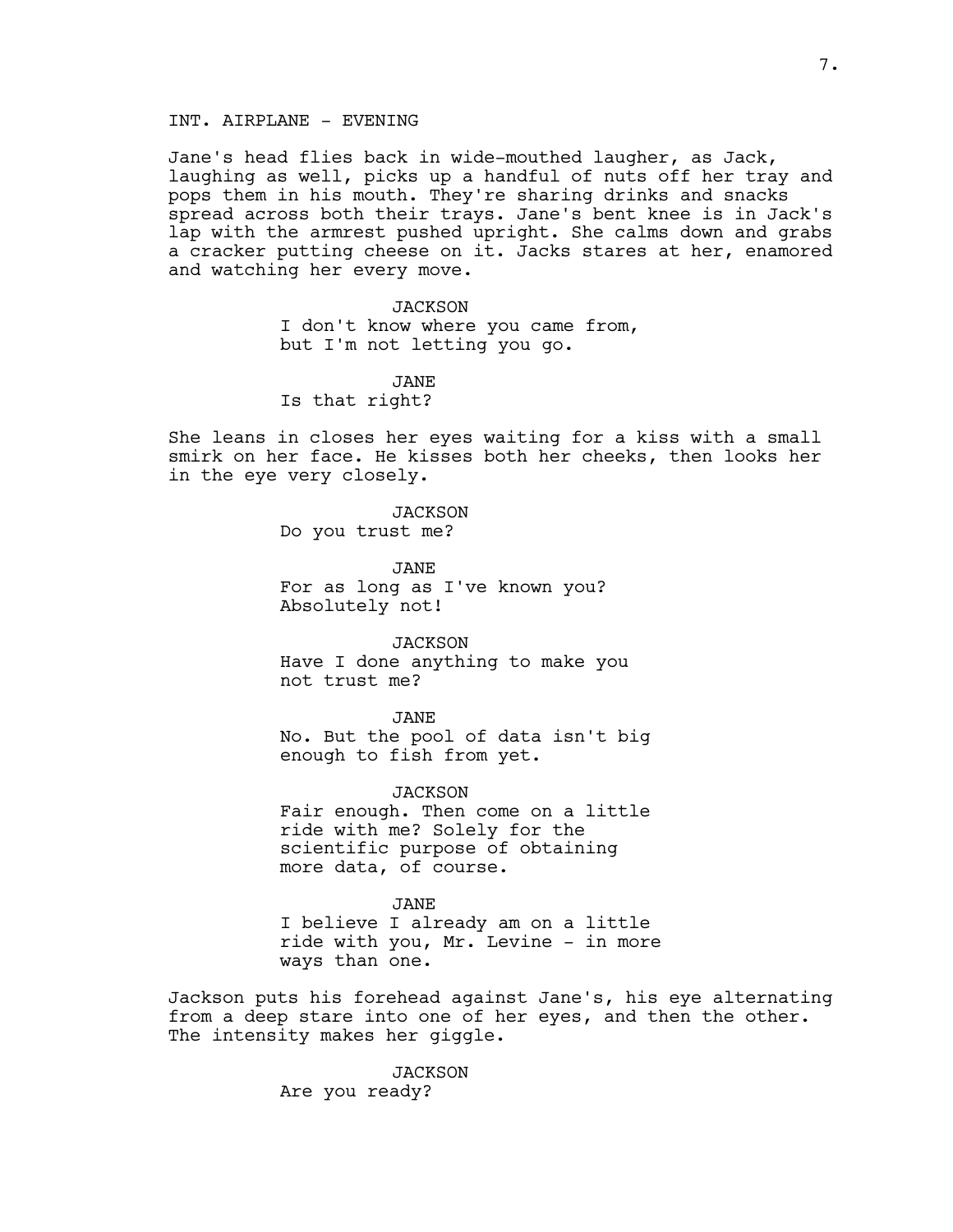INT. AIRPLANE - EVENING

Jane's head flies back in wide-mouthed laughter, as Jack, laughing as well, picks up a handful of nuts off her tray and pops them in his mouth. They're sharing drinks and snacks spread across both their trays. Jane's bent knee is in Jack's lap with the armrest pushed upright. She calms down and grabs a cracker putting cheese on it. Jacks stares at her, enamored and watching her every move.

JACKSON
I don't know where you came from, but I'm not letting you go.

JANE
Is that right?

She leans in closes her eyes waiting for a kiss with a small smirk on her face. He kisses both her cheeks, then looks her in the eye very closely.

JACKSON
Do you trust me?

JANE
For as long as I've known you? Absolutely not!

JACKSON
Have I done anything to make you not trust me?

JANE
No. But the pool of data isn't big enough to fish from yet.

JACKSON
Fair enough. Then come on a little ride with me? Solely for the scientific purpose of obtaining more data, of course.

JANE
I believe I already am on a little ride with you, Mr. Levine - in more ways than one.

Jackson puts his forehead against Jane's, his eye alternating from a deep stare into one of her eyes, and then the other. The intensity makes her giggle.

JACKSON
Are you ready?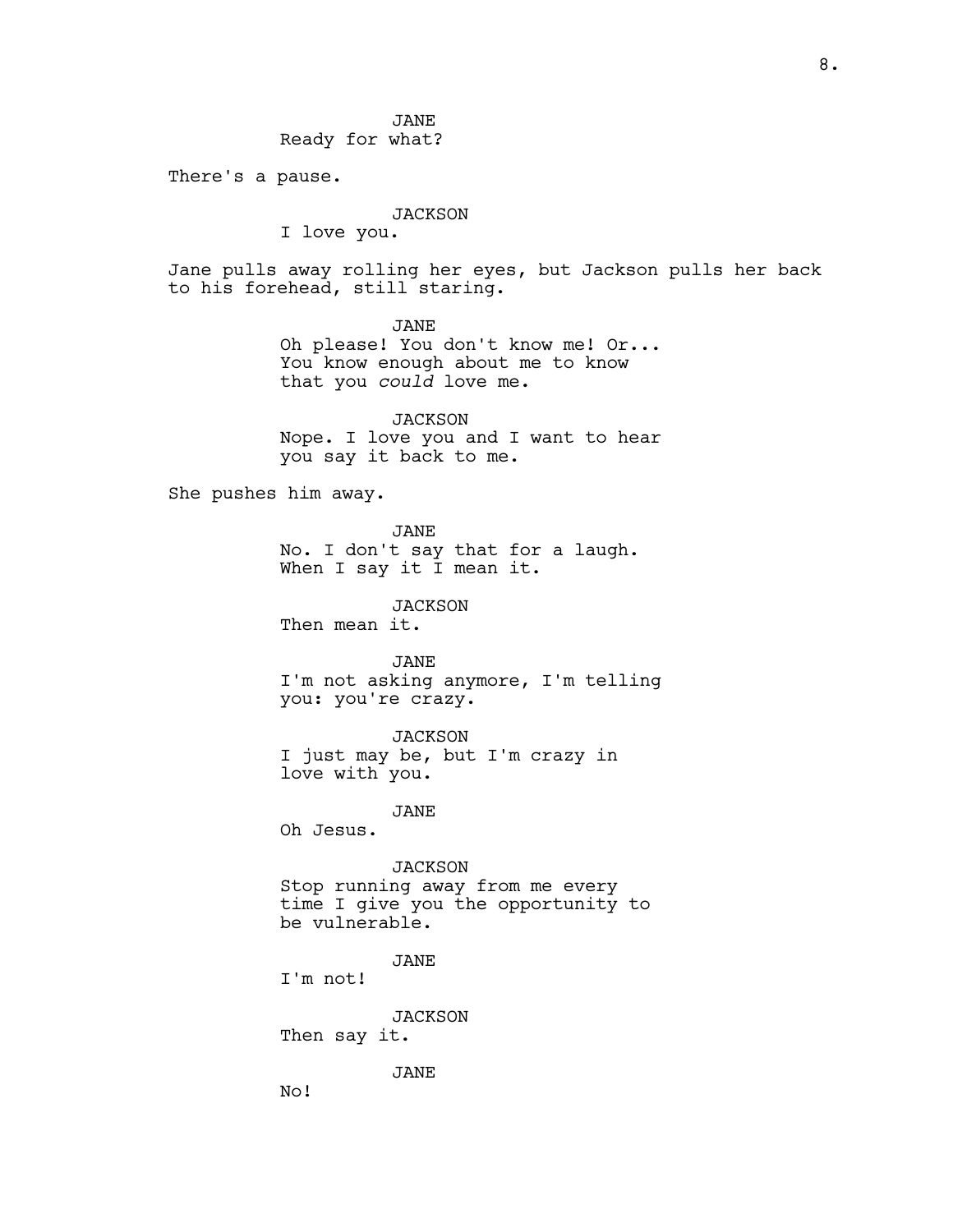JANE
Ready for what?

There's a pause.

JACKSON
I love you.

Jane pulls away rolling her eyes, but Jackson pulls her back to his forehead, still staring.

JANE
Oh please! You don't know me! Or... You know enough about me to know that you *could* love me.

JACKSON
Nope. I love you and I want to hear you say it back to me.

She pushes him away.

JANE
No. I don't say that for a laugh. When I say it I mean it.

JACKSON
Then mean it.

JANE
I'm not asking anymore, I'm telling you: you're crazy.

JACKSON
I just may be, but I'm crazy in love with you.

JANE
Oh Jesus.

JACKSON
Stop running away from me every time I give you the opportunity to be vulnerable.

JANE
I'm not!

JACKSON
Then say it.

JANE
No!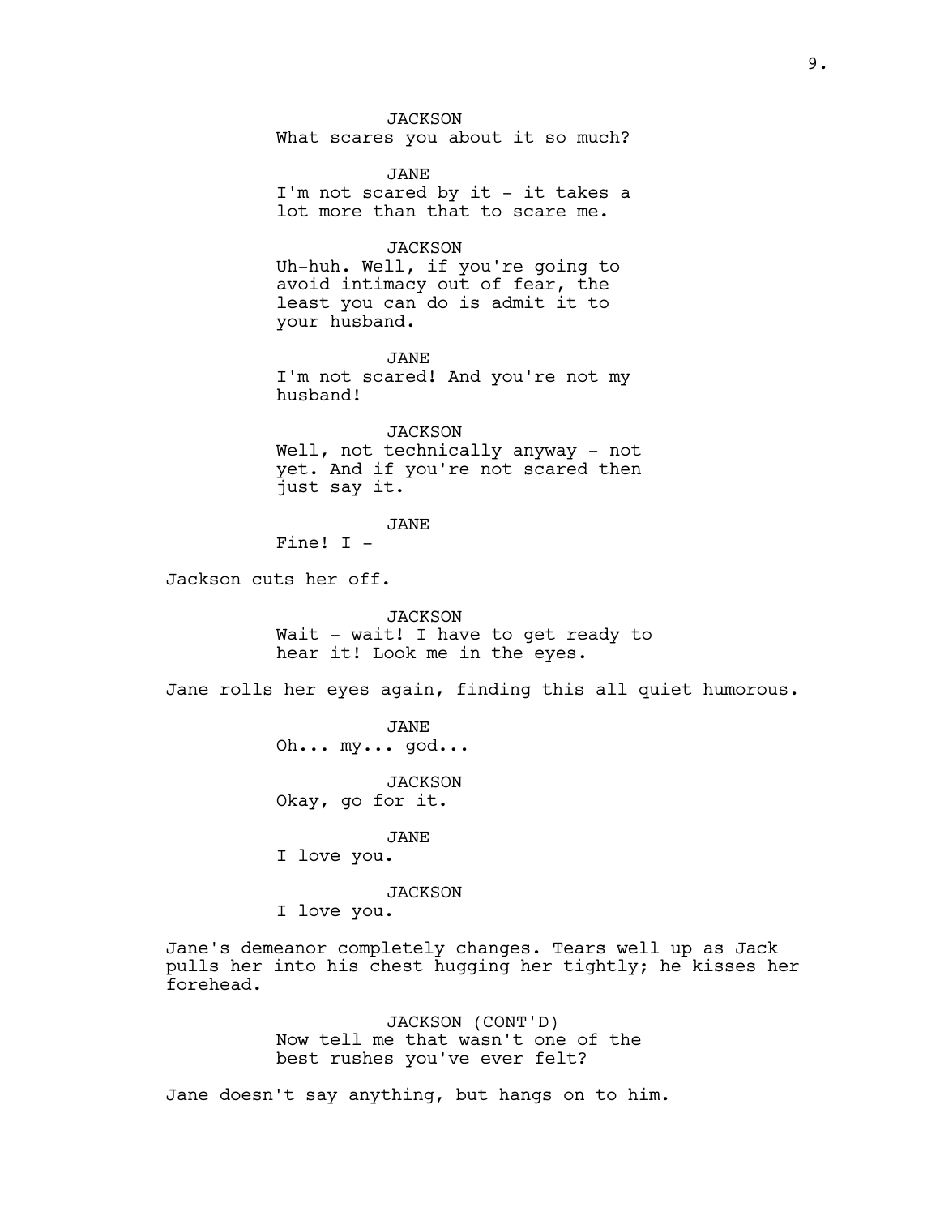JACKSON
What scares you about it so much?

JANE
I'm not scared by it - it takes a lot more than that to scare me.

JACKSON
Uh-huh. Well, if you're going to avoid intimacy out of fear, the least you can do is admit it to your husband.

JANE
I'm not scared! And you're not my husband!

JACKSON
Well, not technically anyway - not yet. And if you're not scared then just say it.

JANE
Fine! I -

Jackson cuts her off.

JACKSON
Wait - wait! I have to get ready to hear it! Look me in the eyes.

Jane rolls her eyes again, finding this all quiet humorous.

JANE
Oh... my... god...

JACKSON
Okay, go for it.

JANE
I love you.

JACKSON
I love you.

Jane's demeanor completely changes. Tears well up as Jack pulls her into his chest hugging her tightly; he kisses her forehead.

JACKSON (CONT'D)
Now tell me that wasn't one of the best rushes you've ever felt?

Jane doesn't say anything, but hangs on to him.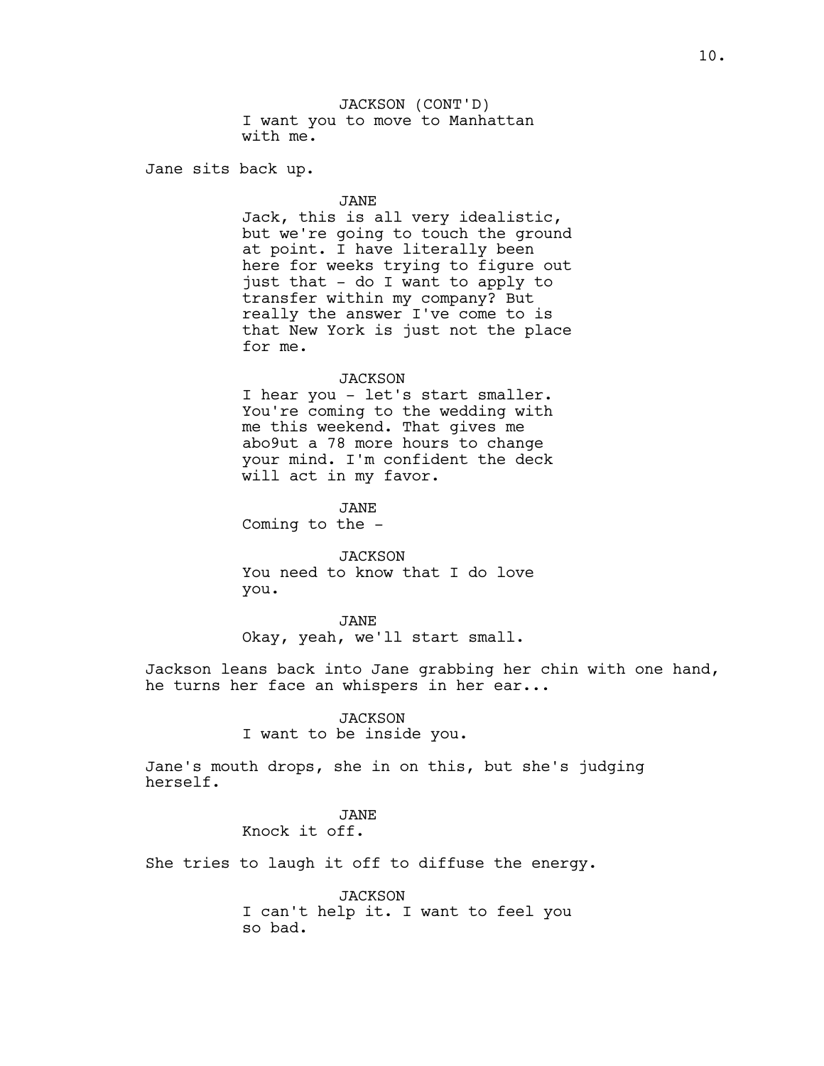JACKSON (CONT'D)
I want you to move to Manhattan with me.

Jane sits back up.

JANE
Jack, this is all very idealistic, but we're going to touch the ground at point. I have literally been here for weeks trying to figure out just that - do I want to apply to transfer within my company? But really the answer I've come to is that New York is just not the place for me.

JACKSON
I hear you - let's start smaller. You're coming to the wedding with me this weekend. That gives me abo9ut a 78 more hours to change your mind. I'm confident the deck will act in my favor.

JANE
Coming to the -

JACKSON
You need to know that I do love you.

JANE
Okay, yeah, we'll start small.

Jackson leans back into Jane grabbing her chin with one hand, he turns her face an whispers in her ear...

JACKSON
I want to be inside you.

Jane's mouth drops, she in on this, but she's judging herself.

JANE
Knock it off.

She tries to laugh it off to diffuse the energy.

JACKSON
I can't help it. I want to feel you so bad.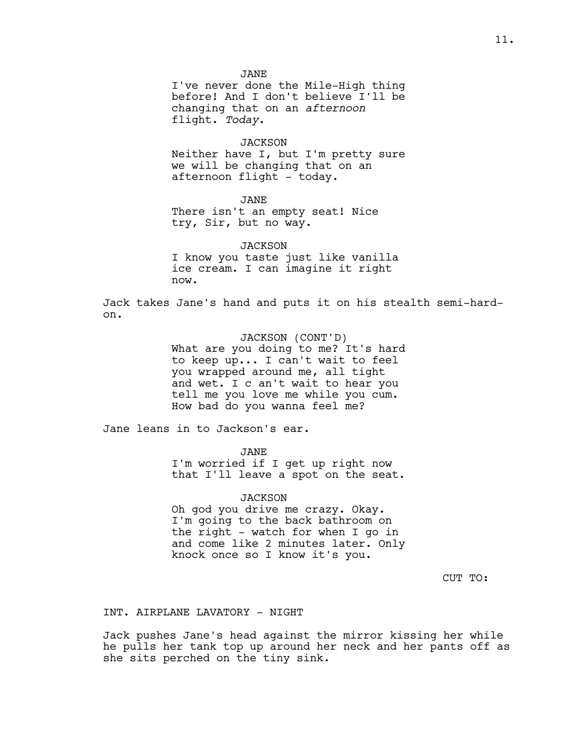JANE
I've never done the Mile-High thing before! And I don't believe I'll be changing that on an *afternoon* flight. *Today*.

JACKSON
Neither have I, but I'm pretty sure we will be changing that on an afternoon flight - today.

JANE
There isn't an empty seat! Nice try, Sir, but no way.

JACKSON
I know you taste just like vanilla ice cream. I can imagine it right now.

Jack takes Jane's hand and puts it on his stealth semi-hard-on.

JACKSON (CONT'D)
What are you doing to me? It's hard to keep up... I can't wait to feel you wrapped around me, all tight and wet. I c an't wait to hear you tell me you love me while you cum. How bad do you wanna feel me?

Jane leans in to Jackson's ear.

JANE
I'm worried if I get up right now that I'll leave a spot on the seat.

JACKSON
Oh god you drive me crazy. Okay. I'm going to the back bathroom on the right - watch for when I go in and come like 2 minutes later. Only knock once so I know it's you.

CUT TO:

INT. AIRPLANE LAVATORY - NIGHT

Jack pushes Jane's head against the mirror kissing her while he pulls her tank top up around her neck and her pants off as she sits perched on the tiny sink.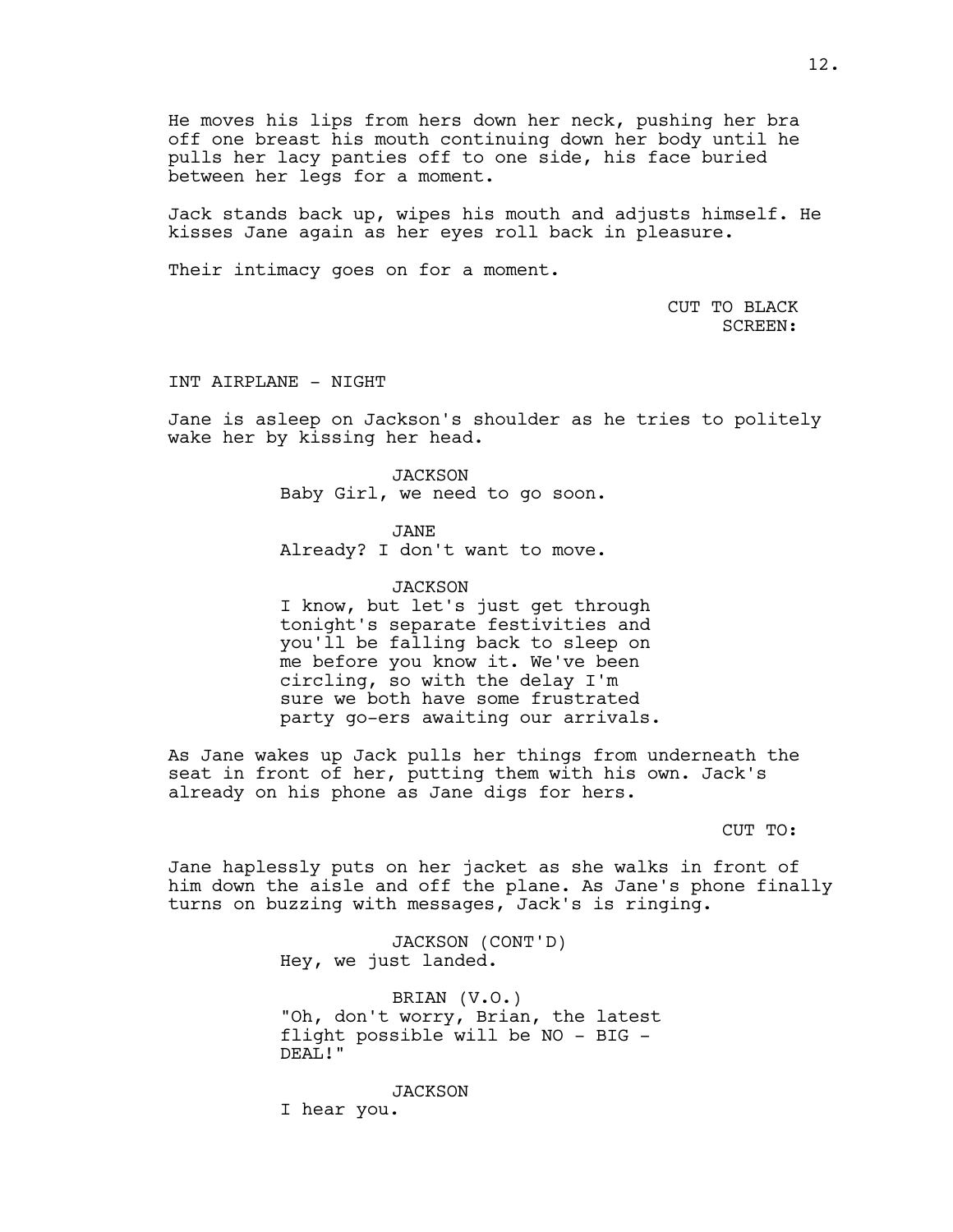He moves his lips from hers down her neck, pushing her bra off one breast his mouth continuing down her body until he pulls her lacy panties off to one side, his face buried between her legs for a moment.

Jack stands back up, wipes his mouth and adjusts himself. He kisses Jane again as her eyes roll back in pleasure.

Their intimacy goes on for a moment.

CUT TO BLACK SCREEN:

INT AIRPLANE - NIGHT

Jane is asleep on Jackson's shoulder as he tries to politely wake her by kissing her head.

JACKSON
Baby Girl, we need to go soon.

JANE
Already? I don't want to move.

JACKSON
I know, but let's just get through tonight's separate festivities and you'll be falling back to sleep on me before you know it. We've been circling, so with the delay I'm sure we both have some frustrated party go-ers awaiting our arrivals.

As Jane wakes up Jack pulls her things from underneath the seat in front of her, putting them with his own. Jack's already on his phone as Jane digs for hers.

CUT TO:

Jane haplessly puts on her jacket as she walks in front of him down the aisle and off the plane. As Jane's phone finally turns on buzzing with messages, Jack's is ringing.

JACKSON (CONT'D)
Hey, we just landed.

BRIAN (V.O.)
"Oh, don't worry, Brian, the latest flight possible will be NO - BIG - DEAL!"

JACKSON
I hear you.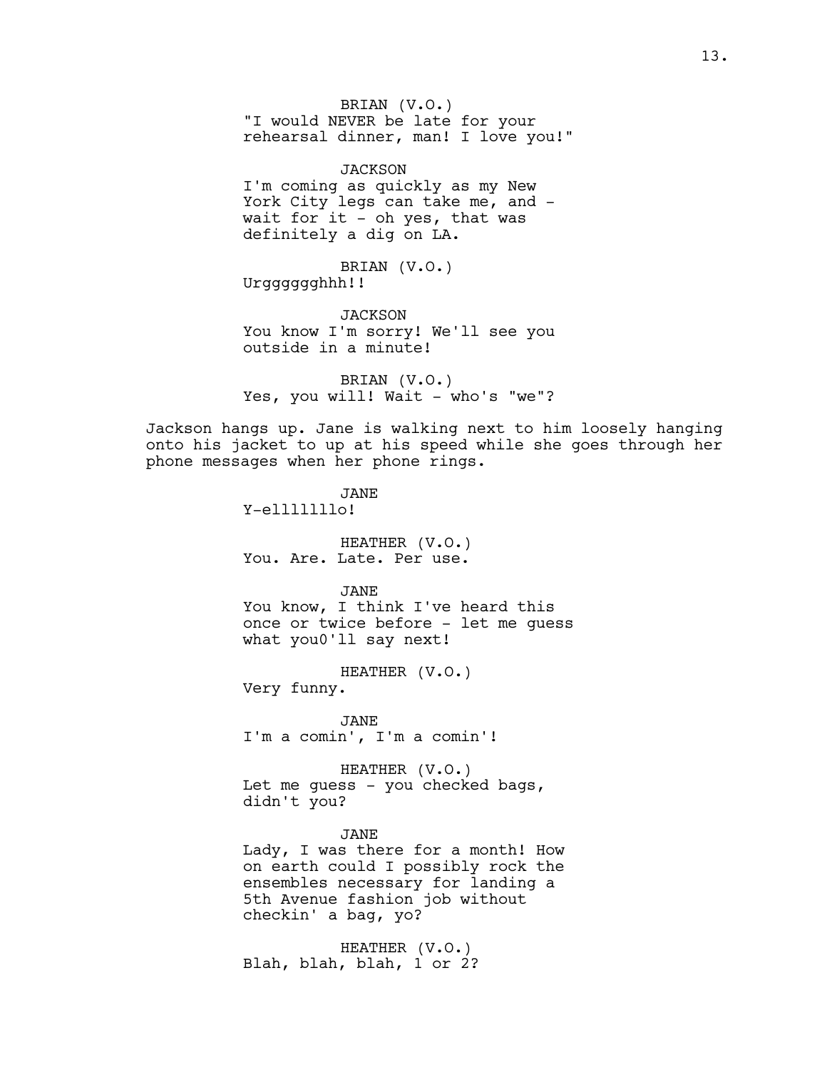BRIAN (V.O.)
"I would NEVER be late for your rehearsal dinner, man! I love you!"

JACKSON
I'm coming as quickly as my New York City legs can take me, and - wait for it - oh yes, that was definitely a dig on LA.

BRIAN (V.O.)
Urgggggghhh!!

JACKSON
You know I'm sorry! We'll see you outside in a minute!

BRIAN (V.O.)
Yes, you will! Wait - who's "we"?

Jackson hangs up. Jane is walking next to him loosely hanging onto his jacket to up at his speed while she goes through her phone messages when her phone rings.

JANE
Y-ellllllo!

HEATHER (V.O.)
You. Are. Late. Per use.

JANE
You know, I think I've heard this once or twice before - let me guess what you0'll say next!

HEATHER (V.O.)
Very funny.

JANE
I'm a comin', I'm a comin'!

HEATHER (V.O.)
Let me guess - you checked bags, didn't you?

JANE
Lady, I was there for a month! How on earth could I possibly rock the ensembles necessary for landing a 5th Avenue fashion job without checkin' a bag, yo?

HEATHER (V.O.)
Blah, blah, blah, 1 or 2?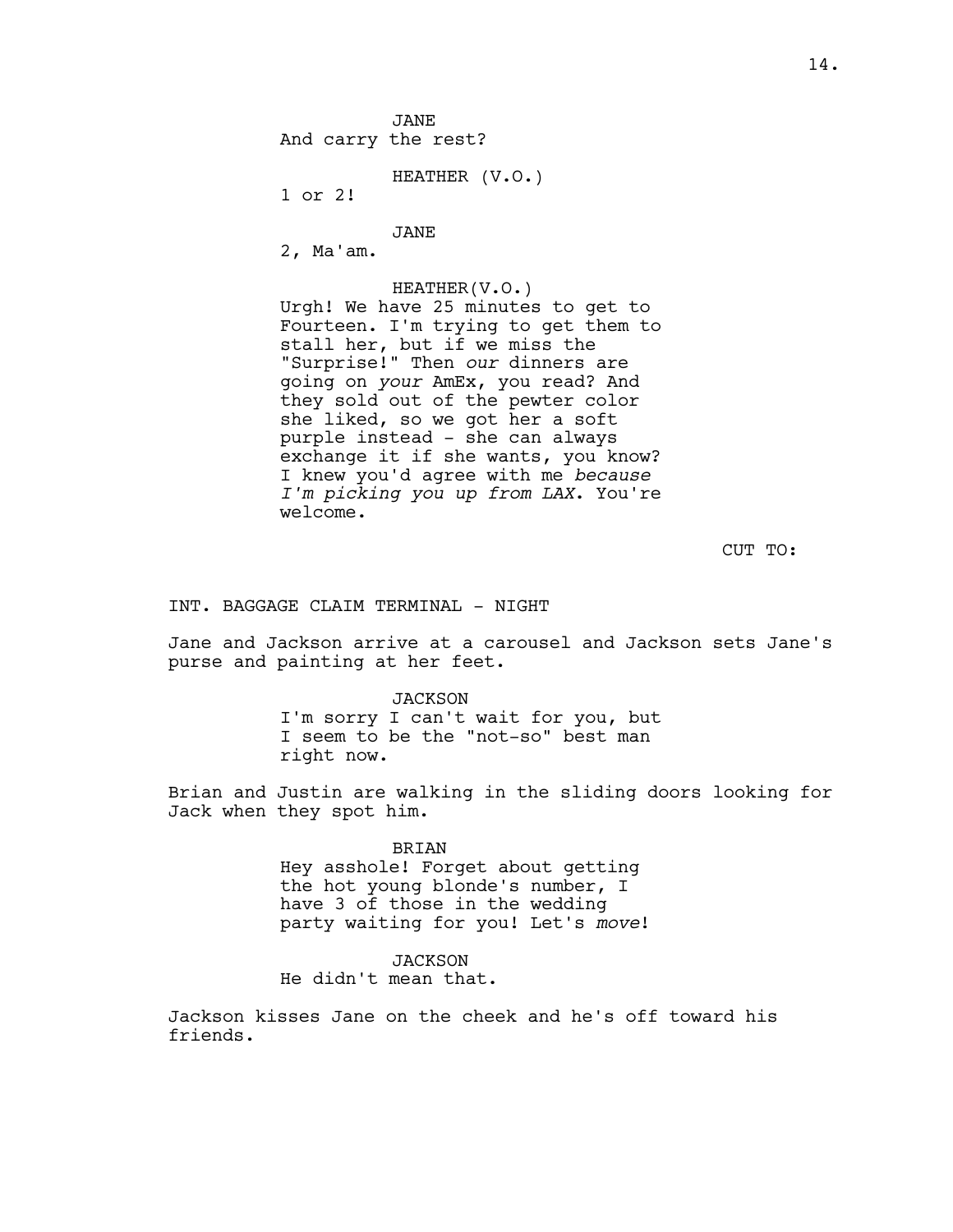JANE
And carry the rest?

HEATHER (V.O.)
1 or 2!

JANE
2, Ma'am.

HEATHER(V.O.)
Urgh! We have 25 minutes to get to Fourteen. I'm trying to get them to stall her, but if we miss the "Surprise!" Then *our* dinners are going on *your* AmEx, you read? And they sold out of the pewter color she liked, so we got her a soft purple instead - she can always exchange it if she wants, you know? I knew you'd agree with me *because I'm picking you up from LAX*. You're welcome.

CUT TO:

INT. BAGGAGE CLAIM TERMINAL - NIGHT

Jane and Jackson arrive at a carousel and Jackson sets Jane's purse and painting at her feet.

JACKSON
I'm sorry I can't wait for you, but I seem to be the "not-so" best man right now.

Brian and Justin are walking in the sliding doors looking for Jack when they spot him.

BRIAN
Hey asshole! Forget about getting the hot young blonde's number, I have 3 of those in the wedding party waiting for you! Let's *move*!

JACKSON
He didn't mean that.

Jackson kisses Jane on the cheek and he's off toward his friends.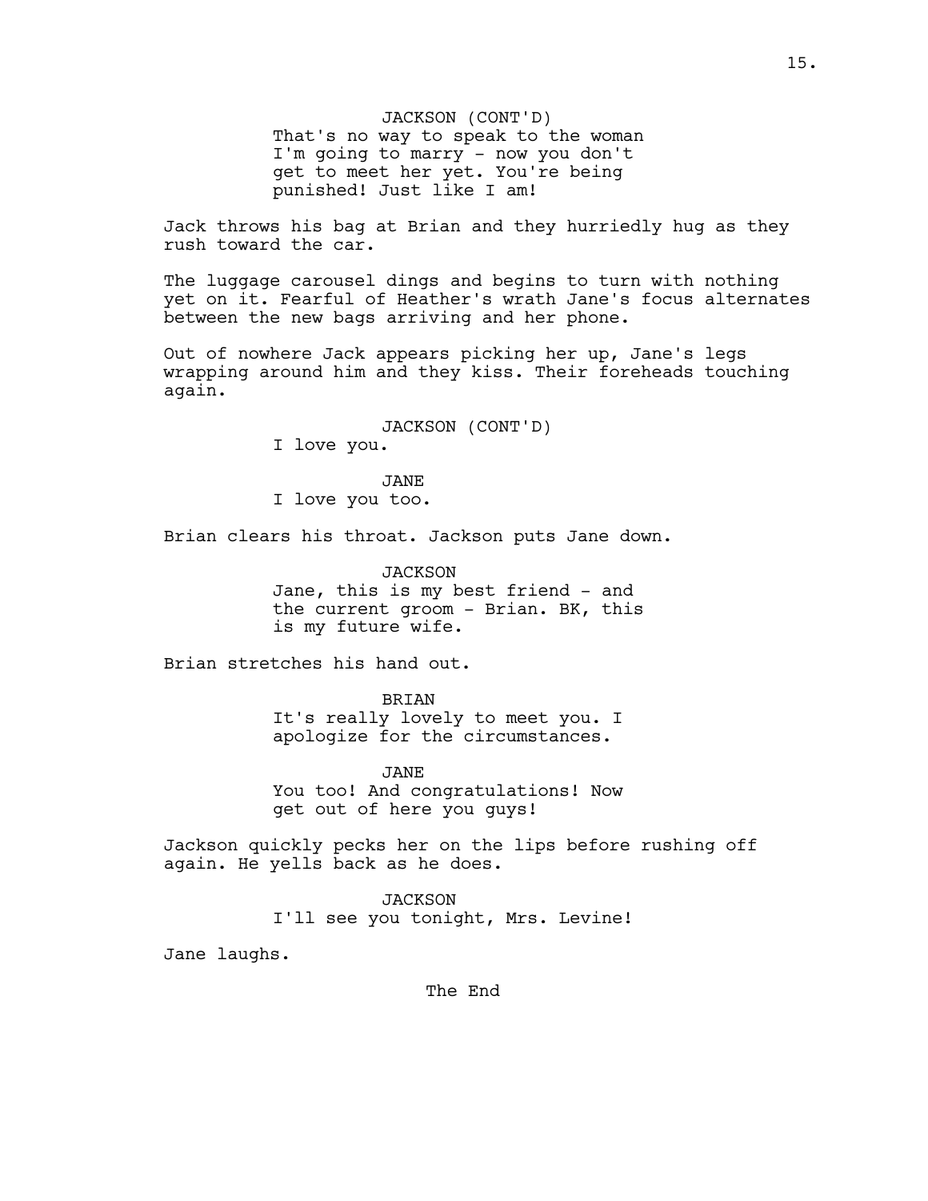JACKSON (CONT'D)
That's no way to speak to the woman I'm going to marry - now you don't get to meet her yet. You're being punished! Just like I am!

Jack throws his bag at Brian and they hurriedly hug as they rush toward the car.

The luggage carousel dings and begins to turn with nothing yet on it. Fearful of Heather's wrath Jane's focus alternates between the new bags arriving and her phone.

Out of nowhere Jack appears picking her up, Jane's legs wrapping around him and they kiss. Their foreheads touching again.

JACKSON (CONT'D)
I love you.

JANE
I love you too.

Brian clears his throat. Jackson puts Jane down.

JACKSON
Jane, this is my best friend - and the current groom - Brian. BK, this is my future wife.

Brian stretches his hand out.

BRIAN
It's really lovely to meet you. I apologize for the circumstances.

JANE
You too! And congratulations! Now get out of here you guys!

Jackson quickly pecks her on the lips before rushing off again. He yells back as he does.

JACKSON
I'll see you tonight, Mrs. Levine!

Jane laughs.

The End